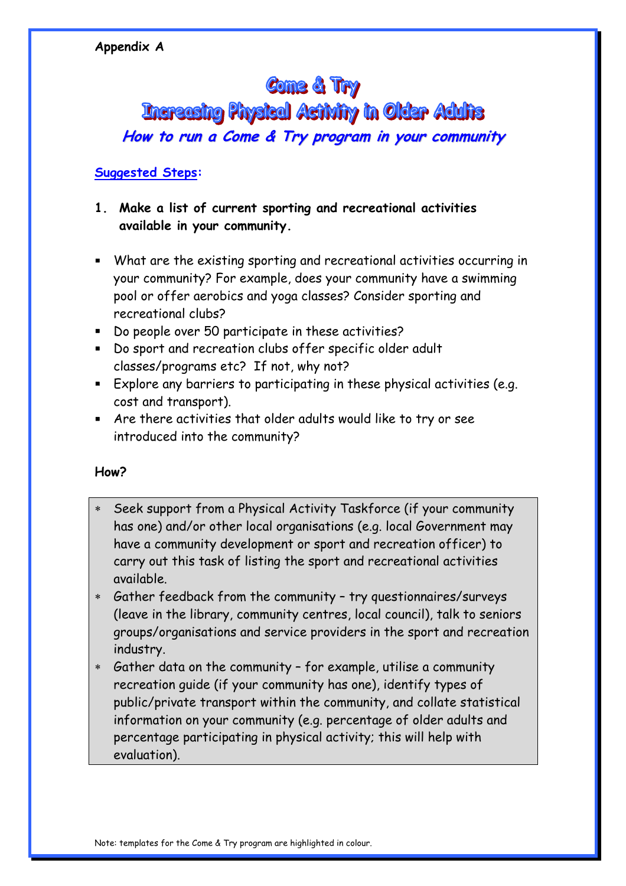**Appendix A**

# Come & Try

# Increasing Physical Activity in Older Adults

## *How to run a Come & Try program in your community*

**Suggested Steps:**

**1. Make a list of current sporting and recreational activities available in your community.**

- What are the existing sporting and recreational activities occurring in your community? For example, does your community have a swimming pool or offer aerobics and yoga classes? Consider sporting and recreational clubs?
- Do people over 50 participate in these activities?
- Do sport and recreation clubs offer specific older adult classes/programs etc? If not, why not?
- Explore any barriers to participating in these physical activities (e.g. cost and transport).
- Are there activities that older adults would like to try or see introduced into the community?

**How?**

- Seek support from a Physical Activity Taskforce (if your community has one) and/or other local organisations (e.g. local Government may have a community development or sport and recreation officer) to carry out this task of listing the sport and recreational activities available.
- Gather feedback from the community – try questionnaires/surveys (leave in the library, community centres, local council), talk to seniors groups/organisations and service providers in the sport and recreation industry.
- Gather data on the community – for example, utilise a community recreation guide (if your community has one), identify types of public/private transport within the community, and collate statistical information on your community (e.g. percentage of older adults and percentage participating in physical activity; this will help with evaluation).

Note: templates for the Come & Try program are highlighted in colour.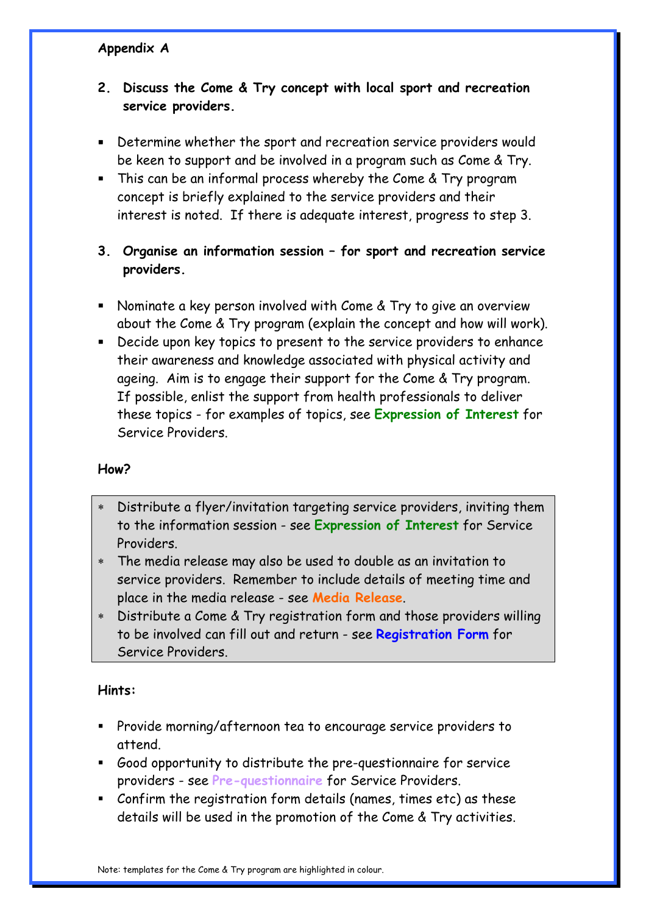**Appendix A**

2. **Discuss the Come & Try concept with local sport and recreation service providers.**

- Determine whether the sport and recreation service providers would be keen to support and be involved in a program such as Come & Try.
- This can be an informal process whereby the Come & Try program concept is briefly explained to the service providers and their interest is noted. If there is adequate interest, progress to step 3.

3. **Organise an information session – for sport and recreation service providers.**

- Nominate a key person involved with Come & Try to give an overview about the Come & Try program (explain the concept and how will work).
- Decide upon key topics to present to the service providers to enhance their awareness and knowledge associated with physical activity and ageing. Aim is to engage their support for the Come & Try program. If possible, enlist the support from health professionals to deliver these topics - for examples of topics, see **Expression of Interest** for Service Providers.

**How?**

- Distribute a flyer/invitation targeting service providers, inviting them to the information session - see **Expression of Interest** for Service Providers.
- The media release may also be used to double as an invitation to service providers. Remember to include details of meeting time and place in the media release - see **Media Release**.
- Distribute a Come & Try registration form and those providers willing to be involved can fill out and return - see **Registration Form** for Service Providers.

**Hints:**

- Provide morning/afternoon tea to encourage service providers to attend.
- Good opportunity to distribute the pre-questionnaire for service providers - see **Pre-questionnaire** for Service Providers.
- Confirm the registration form details (names, times etc) as these details will be used in the promotion of the Come & Try activities.

Note: templates for the Come & Try program are highlighted in colour.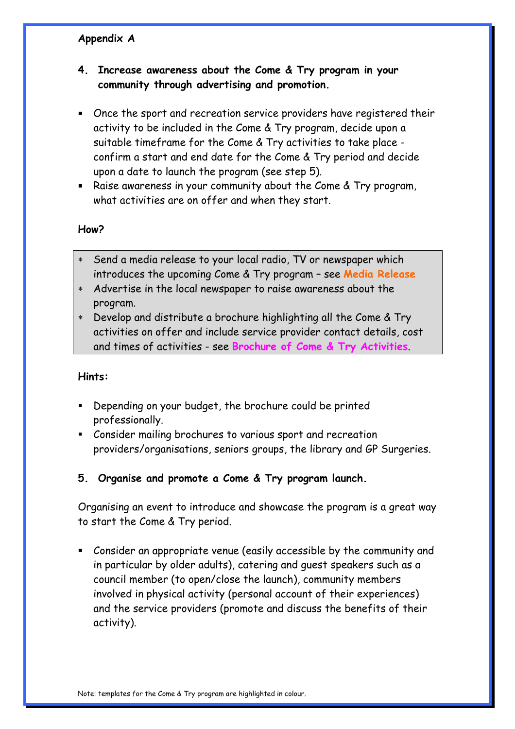**Appendix A**

## 4. Increase awareness about the Come & Try program in your community through advertising and promotion.

- Once the sport and recreation service providers have registered their activity to be included in the Come & Try program, decide upon a suitable timeframe for the Come & Try activities to take place - confirm a start and end date for the Come & Try period and decide upon a date to launch the program (see step 5).
- Raise awareness in your community about the Come & Try program, what activities are on offer and when they start.

**How?**

- Send a media release to your local radio, TV or newspaper which introduces the upcoming Come & Try program – see **Media Release**
- Advertise in the local newspaper to raise awareness about the program.
- Develop and distribute a brochure highlighting all the Come & Try activities on offer and include service provider contact details, cost and times of activities - see **Brochure of Come & Try Activities**.

**Hints:**

- Depending on your budget, the brochure could be printed professionally.
- Consider mailing brochures to various sport and recreation providers/organisations, seniors groups, the library and GP Surgeries.

## 5. Organise and promote a Come & Try program launch.

Organising an event to introduce and showcase the program is a great way to start the Come & Try period.

- Consider an appropriate venue (easily accessible by the community and in particular by older adults), catering and guest speakers such as a council member (to open/close the launch), community members involved in physical activity (personal account of their experiences) and the service providers (promote and discuss the benefits of their activity).

Note: templates for the Come & Try program are highlighted in colour.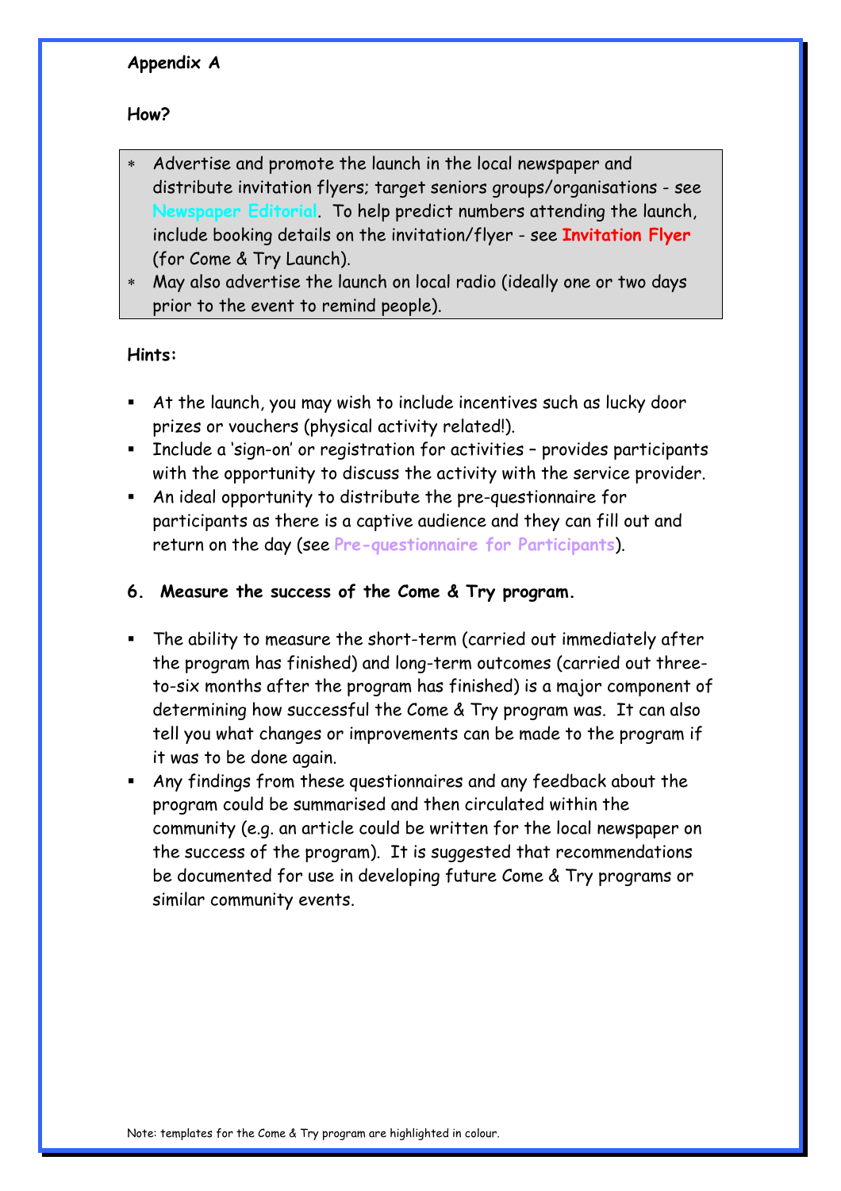**Appendix A**

**How?**

- Advertise and promote the launch in the local newspaper and distribute invitation flyers; target seniors groups/organisations - see Newspaper Editorial. To help predict numbers attending the launch, include booking details on the invitation/flyer - see **Invitation Flyer** (for Come & Try Launch).
- May also advertise the launch on local radio (ideally one or two days prior to the event to remind people).

**Hints:**

- At the launch, you may wish to include incentives such as lucky door prizes or vouchers (physical activity related!).
- Include a 'sign-on' or registration for activities – provides participants with the opportunity to discuss the activity with the service provider.
- An ideal opportunity to distribute the pre-questionnaire for participants as there is a captive audience and they can fill out and return on the day (see Pre-questionnaire for Participants).

**6. Measure the success of the Come & Try program.**

- The ability to measure the short-term (carried out immediately after the program has finished) and long-term outcomes (carried out three-to-six months after the program has finished) is a major component of determining how successful the Come & Try program was. It can also tell you what changes or improvements can be made to the program if it was to be done again.
- Any findings from these questionnaires and any feedback about the program could be summarised and then circulated within the community (e.g. an article could be written for the local newspaper on the success of the program). It is suggested that recommendations be documented for use in developing future Come & Try programs or similar community events.

Note: templates for the Come & Try program are highlighted in colour.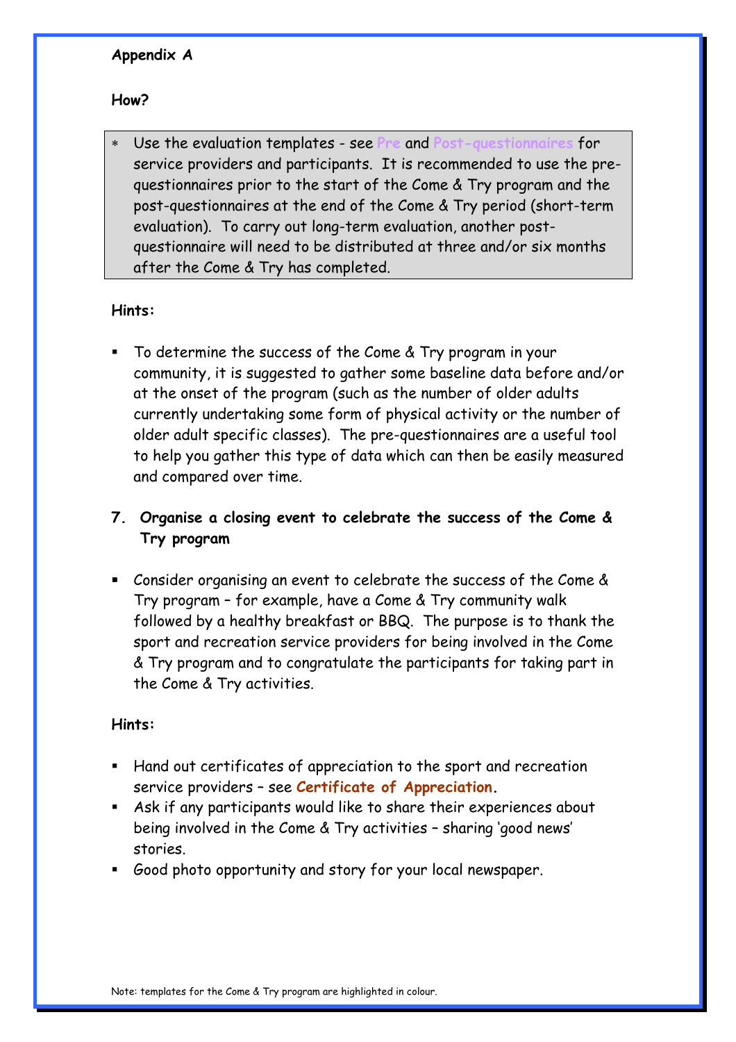**Appendix A**

**How?**

- Use the evaluation templates - see Pre and Post-questionnaires for service providers and participants. It is recommended to use the pre-questionnaires prior to the start of the Come & Try program and the post-questionnaires at the end of the Come & Try period (short-term evaluation). To carry out long-term evaluation, another post-questionnaire will need to be distributed at three and/or six months after the Come & Try has completed.

**Hints:**

- To determine the success of the Come & Try program in your community, it is suggested to gather some baseline data before and/or at the onset of the program (such as the number of older adults currently undertaking some form of physical activity or the number of older adult specific classes). The pre-questionnaires are a useful tool to help you gather this type of data which can then be easily measured and compared over time.

**7. Organise a closing event to celebrate the success of the Come & Try program**

- Consider organising an event to celebrate the success of the Come & Try program – for example, have a Come & Try community walk followed by a healthy breakfast or BBQ. The purpose is to thank the sport and recreation service providers for being involved in the Come & Try program and to congratulate the participants for taking part in the Come & Try activities.

**Hints:**

- Hand out certificates of appreciation to the sport and recreation service providers – see **Certificate of Appreciation**.
- Ask if any participants would like to share their experiences about being involved in the Come & Try activities – sharing 'good news' stories.
- Good photo opportunity and story for your local newspaper.

Note: templates for the Come & Try program are highlighted in colour.